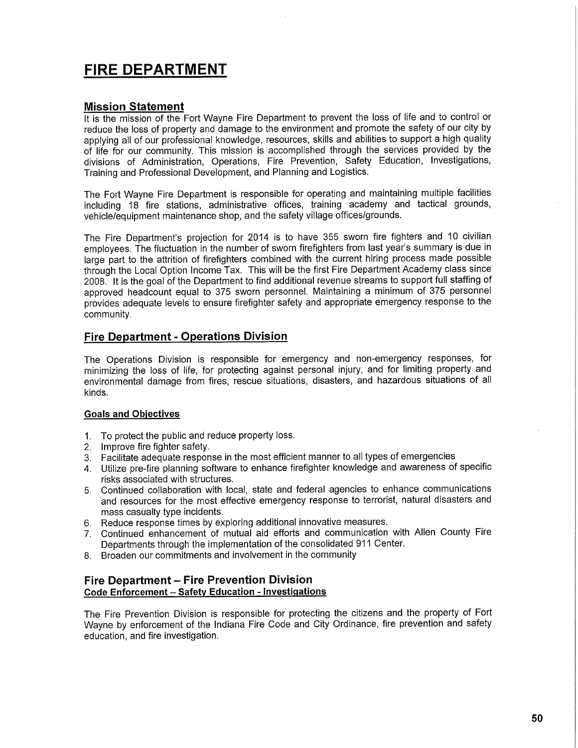# FIRE DEPARTMENT

## Mission Statement

It is the mission of the Fort Wayne Fire Department to prevent the loss of life and to control or reduce the loss of property and damage to the environment and promote the safety of our city by applying all of our professional knowledge, resources, skills and abilities to support a high quality of life for our community. This mission is accomplished through the services provided by the divisions of Administration, Operations, Fire Prevention, Safety Education, Investigations, Training and Professional Development, and Planning and Logistics.

The Fort Wayne Fire Department is responsible for operating and maintaining multiple facilities including 18 fire stations, administrative offices, training academy and tactical grounds, vehicle/equipment maintenance shop, and the safety village offices/grounds.

The Fire Department's projection for 2014 is to have 355 sworn fire fighters and 10 civilian employees. The fluctuation in the number of sworn firefighters from last year's summary is due in large part to the attrition of firefighters combined with the current hiring process made possible through the Local Option Income Tax. This will be the first Fire Department Academy class since 2008. It is the goal of the Department to find additional revenue streams to support full staffing of approved headcount equal to 375 sworn personnel. Maintaining a minimum of 375 personnel provides adequate levels to ensure firefighter safety and appropriate emergency response to the community.

## Fire Department - Operations Division

The Operations Division is responsible for emergency and non-emergency responses, for minimizing the loss of life, for protecting against personal injury, and for limiting property and environmental damage from fires, rescue situations, disasters, and hazardous situations of all kinds.

### Goals and Objectives

1. To protect the public and reduce property loss.
2. Improve fire fighter safety.
3. Facilitate adequate response in the most efficient manner to all types of emergencies
4. Utilize pre-fire planning software to enhance firefighter knowledge and awareness of specific risks associated with structures.
5. Continued collaboration with local, state and federal agencies to enhance communications and resources for the most effective emergency response to terrorist, natural disasters and mass casualty type incidents.
6. Reduce response times by exploring additional innovative measures.
7. Continued enhancement of mutual aid efforts and communication with Allen County Fire Departments through the implementation of the consolidated 911 Center.
8. Broaden our commitments and involvement in the community

## Fire Department – Fire Prevention Division

### Code Enforcement – Safety Education - Investigations

The Fire Prevention Division is responsible for protecting the citizens and the property of Fort Wayne by enforcement of the Indiana Fire Code and City Ordinance, fire prevention and safety education, and fire investigation.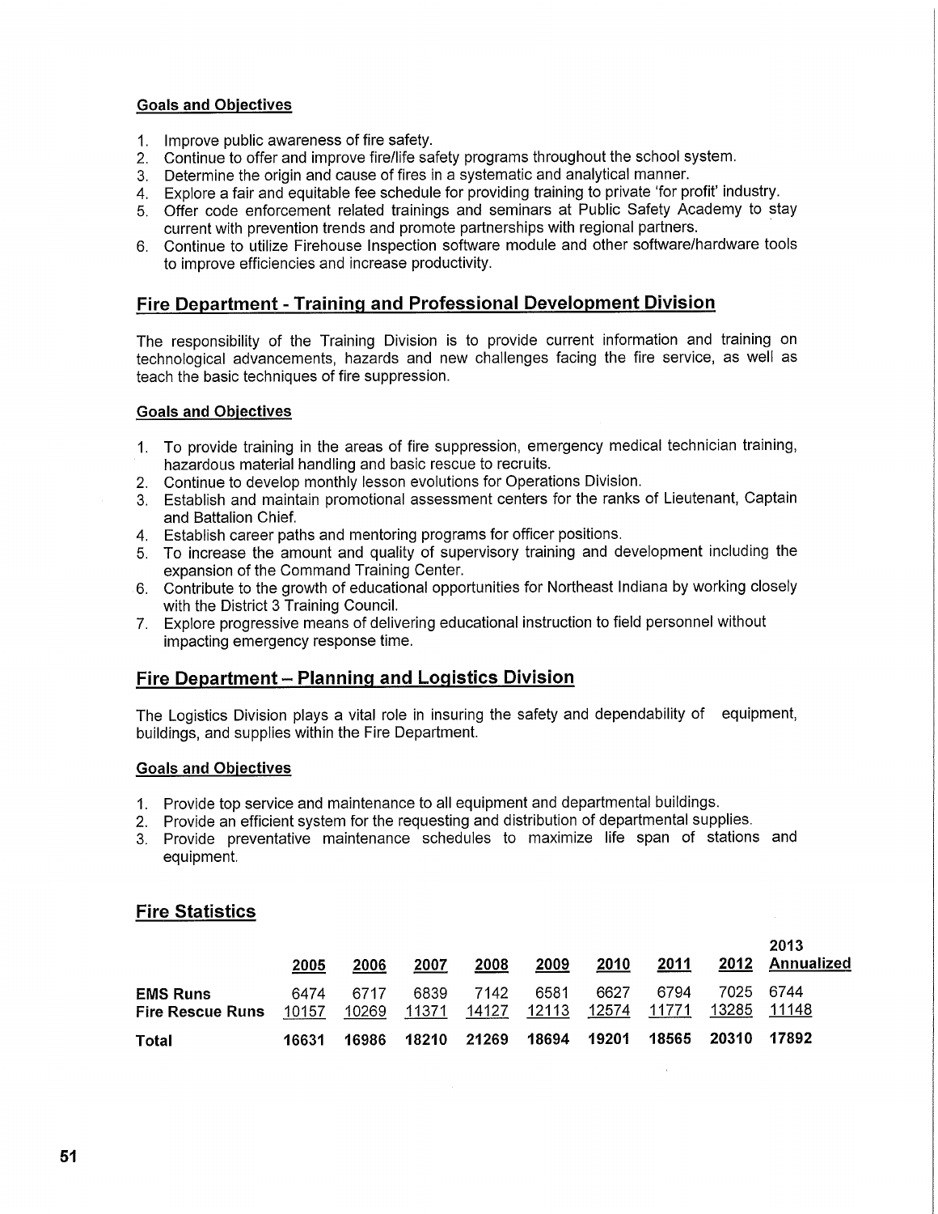#### Goals and Objectives

1. Improve public awareness of fire safety.
2. Continue to offer and improve fire/life safety programs throughout the school system.
3. Determine the origin and cause of fires in a systematic and analytical manner.
4. Explore a fair and equitable fee schedule for providing training to private 'for profit' industry.
5. Offer code enforcement related trainings and seminars at Public Safety Academy to stay current with prevention trends and promote partnerships with regional partners.
6. Continue to utilize Firehouse Inspection software module and other software/hardware tools to improve efficiencies and increase productivity.

## Fire Department - Training and Professional Development Division

The responsibility of the Training Division is to provide current information and training on technological advancements, hazards and new challenges facing the fire service, as well as teach the basic techniques of fire suppression.

#### Goals and Objectives

1. To provide training in the areas of fire suppression, emergency medical technician training, hazardous material handling and basic rescue to recruits.
2. Continue to develop monthly lesson evolutions for Operations Division.
3. Establish and maintain promotional assessment centers for the ranks of Lieutenant, Captain and Battalion Chief.
4. Establish career paths and mentoring programs for officer positions.
5. To increase the amount and quality of supervisory training and development including the expansion of the Command Training Center.
6. Contribute to the growth of educational opportunities for Northeast Indiana by working closely with the District 3 Training Council.
7. Explore progressive means of delivering educational instruction to field personnel without impacting emergency response time.

## Fire Department – Planning and Logistics Division

The Logistics Division plays a vital role in insuring the safety and dependability of equipment, buildings, and supplies within the Fire Department.

#### Goals and Objectives

1. Provide top service and maintenance to all equipment and departmental buildings.
2. Provide an efficient system for the requesting and distribution of departmental supplies.
3. Provide preventative maintenance schedules to maximize life span of stations and equipment.

## Fire Statistics

| | 2005 | 2006 | 2007 | 2008 | 2009 | 2010 | 2011 | 2012 | 2013 Annualized |
|---|---|---|---|---|---|---|---|---|---|
| **EMS Runs** | 6474 | 6717 | 6839 | 7142 | 6581 | 6627 | 6794 | 7025 | 6744 |
| **Fire Rescue Runs** | 10157 | 10269 | 11371 | 14127 | 12113 | 12574 | 11771 | 13285 | 11148 |
| **Total** | **16631** | **16986** | **18210** | **21269** | **18694** | **19201** | **18565** | **20310** | **17892** |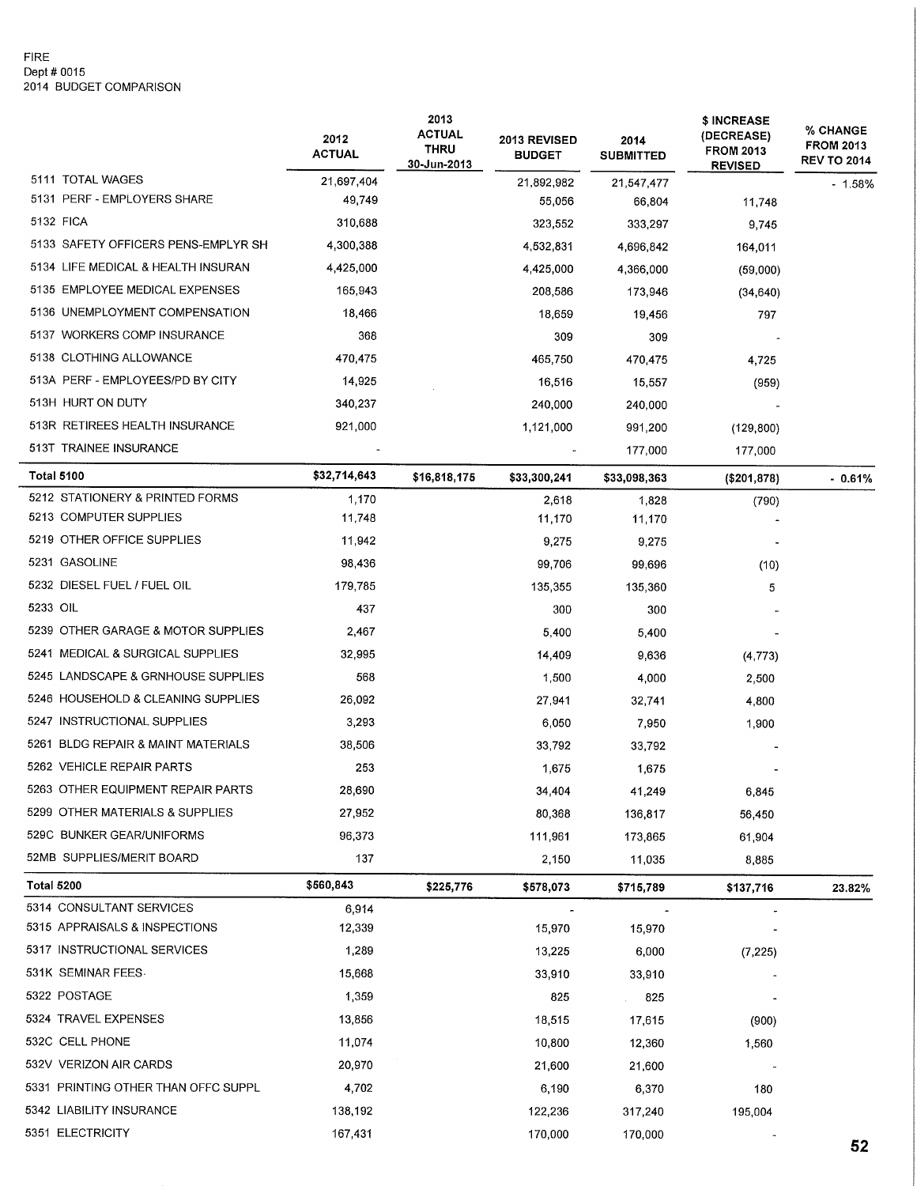FIRE
Dept # 0015
2014 BUDGET COMPARISON

| | 2012 ACTUAL | 2013 ACTUAL THRU 30-Jun-2013 | 2013 REVISED BUDGET | 2014 SUBMITTED | $ INCREASE (DECREASE) FROM 2013 REVISED | % CHANGE FROM 2013 REV TO 2014 |
|---|---|---|---|---|---|---|
| 5111 TOTAL WAGES | 21,697,404 | | 21,892,982 | 21,547,477 | | - 1.58% |
| 5131 PERF - EMPLOYERS SHARE | 49,749 | | 55,056 | 66,804 | 11,748 | |
| 5132 FICA | 310,688 | | 323,552 | 333,297 | 9,745 | |
| 5133 SAFETY OFFICERS PENS-EMPLYR SH | 4,300,388 | | 4,532,831 | 4,696,842 | 164,011 | |
| 5134 LIFE MEDICAL & HEALTH INSURAN | 4,425,000 | | 4,425,000 | 4,366,000 | (59,000) | |
| 5135 EMPLOYEE MEDICAL EXPENSES | 165,943 | | 208,586 | 173,946 | (34,640) | |
| 5136 UNEMPLOYMENT COMPENSATION | 18,466 | | 18,659 | 19,456 | 797 | |
| 5137 WORKERS COMP INSURANCE | 368 | | 309 | 309 | - | |
| 5138 CLOTHING ALLOWANCE | 470,475 | | 465,750 | 470,475 | 4,725 | |
| 513A PERF - EMPLOYEES/PD BY CITY | 14,925 | | 16,516 | 15,557 | (959) | |
| 513H HURT ON DUTY | 340,237 | | 240,000 | 240,000 | - | |
| 513R RETIREES HEALTH INSURANCE | 921,000 | | 1,121,000 | 991,200 | (129,800) | |
| 513T TRAINEE INSURANCE | - | | - | 177,000 | 177,000 | |
| **Total 5100** | **$32,714,643** | **$16,818,175** | **$33,300,241** | **$33,098,363** | **($201,878)** | **- 0.61%** |
| 5212 STATIONERY & PRINTED FORMS | 1,170 | | 2,618 | 1,828 | (790) | |
| 5213 COMPUTER SUPPLIES | 11,748 | | 11,170 | 11,170 | - | |
| 5219 OTHER OFFICE SUPPLIES | 11,942 | | 9,275 | 9,275 | - | |
| 5231 GASOLINE | 98,436 | | 99,706 | 99,696 | (10) | |
| 5232 DIESEL FUEL / FUEL OIL | 179,785 | | 135,355 | 135,360 | 5 | |
| 5233 OIL | 437 | | 300 | 300 | - | |
| 5239 OTHER GARAGE & MOTOR SUPPLIES | 2,467 | | 5,400 | 5,400 | - | |
| 5241 MEDICAL & SURGICAL SUPPLIES | 32,995 | | 14,409 | 9,636 | (4,773) | |
| 5245 LANDSCAPE & GRNHOUSE SUPPLIES | 568 | | 1,500 | 4,000 | 2,500 | |
| 5246 HOUSEHOLD & CLEANING SUPPLIES | 26,092 | | 27,941 | 32,741 | 4,800 | |
| 5247 INSTRUCTIONAL SUPPLIES | 3,293 | | 6,050 | 7,950 | 1,900 | |
| 5261 BLDG REPAIR & MAINT MATERIALS | 38,506 | | 33,792 | 33,792 | - | |
| 5262 VEHICLE REPAIR PARTS | 253 | | 1,675 | 1,675 | - | |
| 5263 OTHER EQUIPMENT REPAIR PARTS | 28,690 | | 34,404 | 41,249 | 6,845 | |
| 5299 OTHER MATERIALS & SUPPLIES | 27,952 | | 80,368 | 136,817 | 56,450 | |
| 529C BUNKER GEAR/UNIFORMS | 96,373 | | 111,961 | 173,865 | 61,904 | |
| 52MB SUPPLIES/MERIT BOARD | 137 | | 2,150 | 11,035 | 8,885 | |
| **Total 5200** | **$560,843** | **$225,776** | **$578,073** | **$715,789** | **$137,716** | **23.82%** |
| 5314 CONSULTANT SERVICES | 6,914 | | - | - | - | |
| 5315 APPRAISALS & INSPECTIONS | 12,339 | | 15,970 | 15,970 | - | |
| 5317 INSTRUCTIONAL SERVICES | 1,289 | | 13,225 | 6,000 | (7,225) | |
| 531K SEMINAR FEES | 15,668 | | 33,910 | 33,910 | - | |
| 5322 POSTAGE | 1,359 | | 825 | 825 | - | |
| 5324 TRAVEL EXPENSES | 13,856 | | 18,515 | 17,615 | (900) | |
| 532C CELL PHONE | 11,074 | | 10,800 | 12,360 | 1,560 | |
| 532V VERIZON AIR CARDS | 20,970 | | 21,600 | 21,600 | - | |
| 5331 PRINTING OTHER THAN OFFC SUPPL | 4,702 | | 6,190 | 6,370 | 180 | |
| 5342 LIABILITY INSURANCE | 138,192 | | 122,236 | 317,240 | 195,004 | |
| 5351 ELECTRICITY | 167,431 | | 170,000 | 170,000 | - | |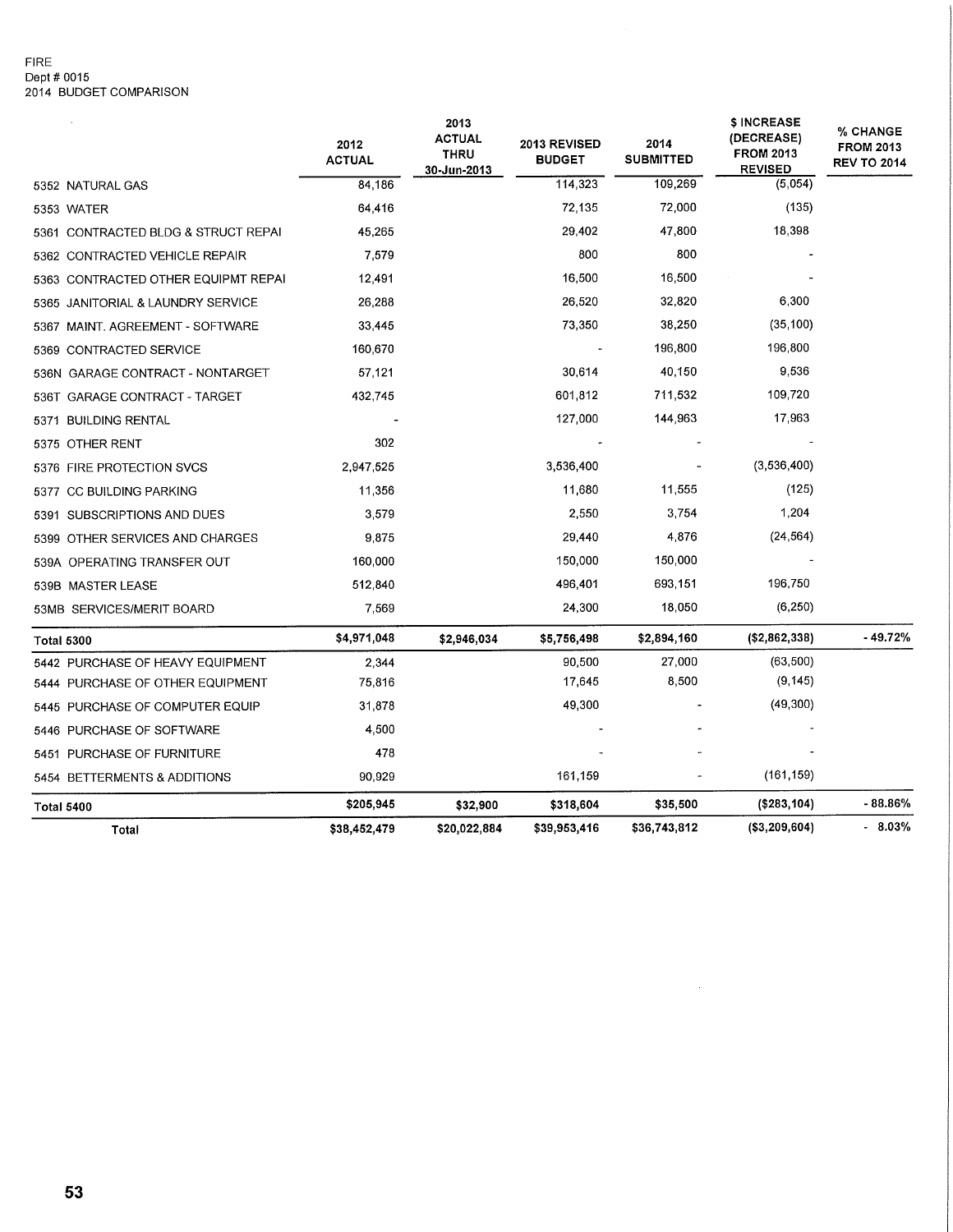FIRE
Dept # 0015
2014 BUDGET COMPARISON

| | 2012 ACTUAL | 2013 ACTUAL THRU 30-Jun-2013 | 2013 REVISED BUDGET | 2014 SUBMITTED | $ INCREASE (DECREASE) FROM 2013 REVISED | % CHANGE FROM 2013 REV TO 2014 |
|---|---|---|---|---|---|---|
| 5352 NATURAL GAS | 84,186 | | 114,323 | 109,269 | (5,054) | |
| 5353 WATER | 64,416 | | 72,135 | 72,000 | (135) | |
| 5361 CONTRACTED BLDG & STRUCT REPAI | 45,265 | | 29,402 | 47,800 | 18,398 | |
| 5362 CONTRACTED VEHICLE REPAIR | 7,579 | | 800 | 800 | - | |
| 5363 CONTRACTED OTHER EQUIPMT REPAI | 12,491 | | 16,500 | 16,500 | - | |
| 5365 JANITORIAL & LAUNDRY SERVICE | 26,288 | | 26,520 | 32,820 | 6,300 | |
| 5367 MAINT. AGREEMENT - SOFTWARE | 33,445 | | 73,350 | 38,250 | (35,100) | |
| 5369 CONTRACTED SERVICE | 160,670 | | - | 196,800 | 196,800 | |
| 536N GARAGE CONTRACT - NONTARGET | 57,121 | | 30,614 | 40,150 | 9,536 | |
| 536T GARAGE CONTRACT - TARGET | 432,745 | | 601,812 | 711,532 | 109,720 | |
| 5371 BUILDING RENTAL | - | | 127,000 | 144,963 | 17,963 | |
| 5375 OTHER RENT | 302 | | - | - | - | |
| 5376 FIRE PROTECTION SVCS | 2,947,525 | | 3,536,400 | - | (3,536,400) | |
| 5377 CC BUILDING PARKING | 11,356 | | 11,680 | 11,555 | (125) | |
| 5391 SUBSCRIPTIONS AND DUES | 3,579 | | 2,550 | 3,754 | 1,204 | |
| 5399 OTHER SERVICES AND CHARGES | 9,875 | | 29,440 | 4,876 | (24,564) | |
| 539A OPERATING TRANSFER OUT | 160,000 | | 150,000 | 150,000 | - | |
| 539B MASTER LEASE | 512,840 | | 496,401 | 693,151 | 196,750 | |
| 53MB SERVICES/MERIT BOARD | 7,569 | | 24,300 | 18,050 | (6,250) | |
| **Total 5300** | **$4,971,048** | **$2,946,034** | **$5,756,498** | **$2,894,160** | **($2,862,338)** | **- 49.72%** |
| 5442 PURCHASE OF HEAVY EQUIPMENT | 2,344 | | 90,500 | 27,000 | (63,500) | |
| 5444 PURCHASE OF OTHER EQUIPMENT | 75,816 | | 17,645 | 8,500 | (9,145) | |
| 5445 PURCHASE OF COMPUTER EQUIP | 31,878 | | 49,300 | - | (49,300) | |
| 5446 PURCHASE OF SOFTWARE | 4,500 | | - | - | - | |
| 5451 PURCHASE OF FURNITURE | 478 | | - | - | - | |
| 5454 BETTERMENTS & ADDITIONS | 90,929 | | 161,159 | - | (161,159) | |
| **Total 5400** | **$205,945** | **$32,900** | **$318,604** | **$35,500** | **($283,104)** | **- 88.86%** |
| **Total** | **$38,452,479** | **$20,022,884** | **$39,953,416** | **$36,743,812** | **($3,209,604)** | **- 8.03%** |